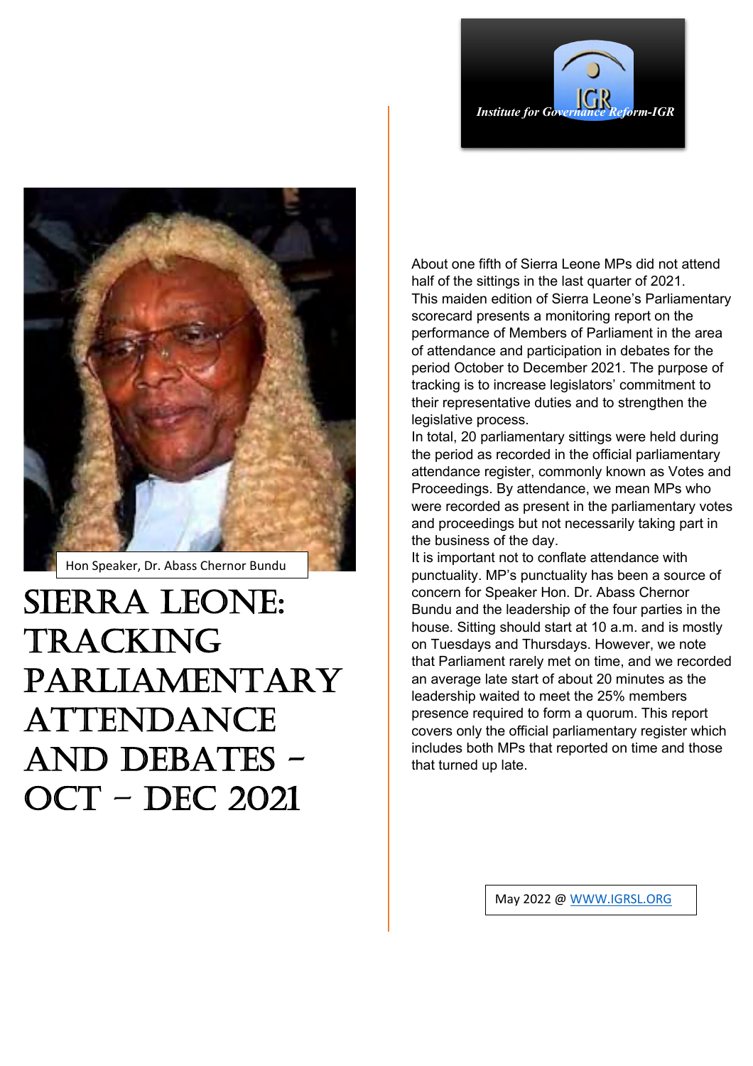*Institute for Governance Reform-IGR*

Hon Speaker, Dr. Abass Chernor Bundu

# SIERRA LEONE: TRACKING PARLIAMENTARY ATTENDANCE AND DEBATES – OCT – DEC 2021

About one fifth of Sierra Leone MPs did not attend half of the sittings in the last quarter of 2021.

This maiden edition of Sierra Leone's Parliamentary scorecard presents a monitoring report on the performance of Members of Parliament in the area of attendance and participation in debates for the period October to December 2021. The purpose of tracking is to increase legislators' commitment to their representative duties and to strengthen the legislative process.

In total, 20 parliamentary sittings were held during the period as recorded in the official parliamentary attendance register, commonly known as Votes and Proceedings. By attendance, we mean MPs who were recorded as present in the parliamentary votes and proceedings but not necessarily taking part in the business of the day.

It is important not to conflate attendance with punctuality. MP's punctuality has been a source of concern for Speaker Hon. Dr. Abass Chernor Bundu and the leadership of the four parties in the house. Sitting should start at 10 a.m. and is mostly on Tuesdays and Thursdays. However, we note that Parliament rarely met on time, and we recorded an average late start of about 20 minutes as the leadership waited to meet the 25% members presence required to form a quorum. This report covers only the official parliamentary register which includes both MPs that reported on time and those that turned up late.

May 2022 @ [WWW.IGRSL.ORG](http://WWW.IGRSL.ORG)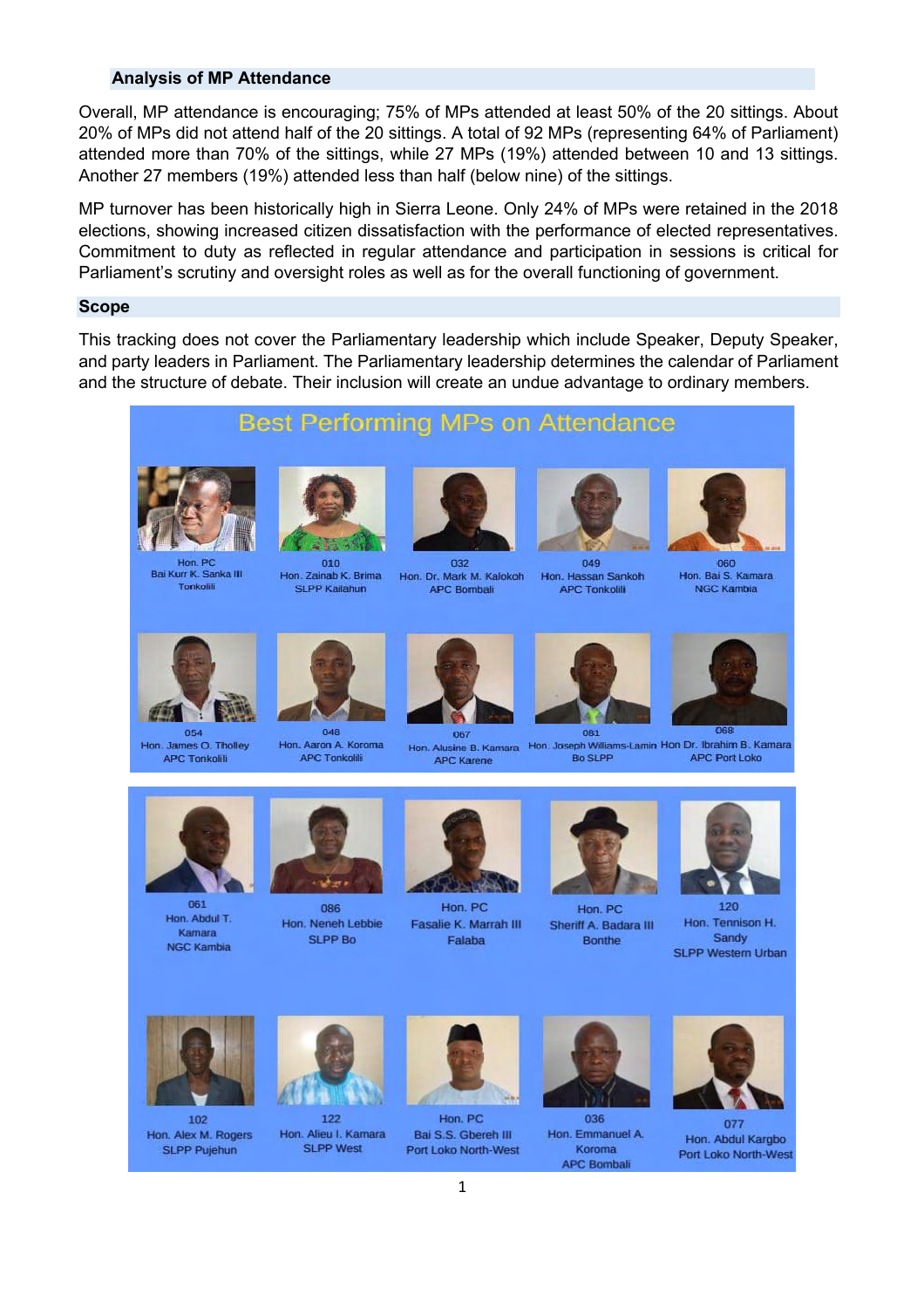## Analysis of MP Attendance

Overall, MP attendance is encouraging; 75% of MPs attended at least 50% of the 20 sittings. About 20% of MPs did not attend half of the 20 sittings. A total of 92 MPs (representing 64% of Parliament) attended more than 70% of the sittings, while 27 MPs (19%) attended between 10 and 13 sittings. Another 27 members (19%) attended less than half (below nine) of the sittings.

MP turnover has been historically high in Sierra Leone. Only 24% of MPs were retained in the 2018 elections, showing increased citizen dissatisfaction with the performance of elected representatives. Commitment to duty as reflected in regular attendance and participation in sessions is critical for Parliament's scrutiny and oversight roles as well as for the overall functioning of government.

## Scope

This tracking does not cover the Parliamentary leadership which include Speaker, Deputy Speaker, and party leaders in Parliament. The Parliamentary leadership determines the calendar of Parliament and the structure of debate. Their inclusion will create an undue advantage to ordinary members.

### Best Performing MPs on Attendance

Hon. PC Bai Kurr K. Sanka III Tonkolili

010 Hon. Zainab K. Brima SLPP Kailahun

032 Hon. Dr. Mark M. Kalokoh APC Bombali

049 Hon. Hassan Sankoh APC Tonkolili

060 Hon. Bai S. Kamara NGC Kambia

054 Hon. James O. Tholley APC Tonkolili

048 Hon. Aaron A. Koroma APC Tonkolili

067 Hon. Alusine B. Kamara APC Karene

081 Hon. Joseph Williams-Lamin Bo SLPP

068 Hon Dr. Ibrahim B. Kamara APC Port Loko

061 Hon. Abdul T. Kamara NGC Kambia

086 Hon. Neneh Lebbie SLPP Bo

Hon. PC Fasalie K. Marrah III Falaba

Hon. PC Sheriff A. Badara III Bonthe

120 Hon. Tennison H. Sandy SLPP Western Urban

102 Hon. Alex M. Rogers SLPP Pujehun

122 Hon. Alieu I. Kamara SLPP West

Hon. PC Bai S.S. Gbereh III Port Loko North-West

036 Hon. Emmanuel A. Koroma APC Bombali

077 Hon. Abdul Kargbo Port Loko North-West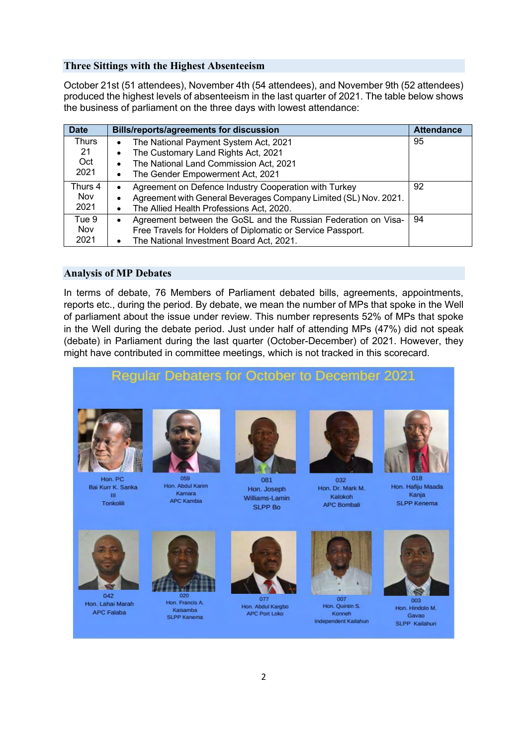## Three Sittings with the Highest Absenteeism

October 21st (51 attendees), November 4th (54 attendees), and November 9th (52 attendees) produced the highest levels of absenteeism in the last quarter of 2021. The table below shows the business of parliament on the three days with lowest attendance:

| Date | Bills/reports/agreements for discussion | Attendance |
|---|---|---|
| Thurs 21 Oct 2021 | • The National Payment System Act, 2021<br>• The Customary Land Rights Act, 2021<br>• The National Land Commission Act, 2021<br>• The Gender Empowerment Act, 2021 | 95 |
| Thurs 4 Nov 2021 | • Agreement on Defence Industry Cooperation with Turkey<br>• Agreement with General Beverages Company Limited (SL) Nov. 2021.<br>• The Allied Health Professions Act, 2020. | 92 |
| Tue 9 Nov 2021 | • Agreement between the GoSL and the Russian Federation on Visa-Free Travels for Holders of Diplomatic or Service Passport.<br>• The National Investment Board Act, 2021. | 94 |

## Analysis of MP Debates

In terms of debate, 76 Members of Parliament debated bills, agreements, appointments, reports etc., during the period. By debate, we mean the number of MPs that spoke in the Well of parliament about the issue under review. This number represents 52% of MPs that spoke in the Well during the debate period. Just under half of attending MPs (47%) did not speak (debate) in Parliament during the last quarter (October-December) of 2021. However, they might have contributed in committee meetings, which is not tracked in this scorecard.

### Regular Debaters for October to December 2021

- Hon. PC Bai Kurr K. Sanka III Tonkolili
- 059 Hon. Abdul Karim Kamara APC Kambia
- 081 Hon. Joseph Williams-Lamin SLPP Bo
- 032 Hon. Dr. Mark M. Kalokoh APC Bombali
- 018 Hon. Hafiju Maada Kanja SLPP Kenema
- 042 Hon. Lahai Marah APC Falaba
- 020 Hon. Francis A. Kaisamba SLPP Kenema
- 077 Hon. Abdul Kargbo APC Port Loko
- 007 Hon. Quintin S. Konneh Independent Kailahun
- 003 Hon. Hindolo M. Gavao SLPP Kailahun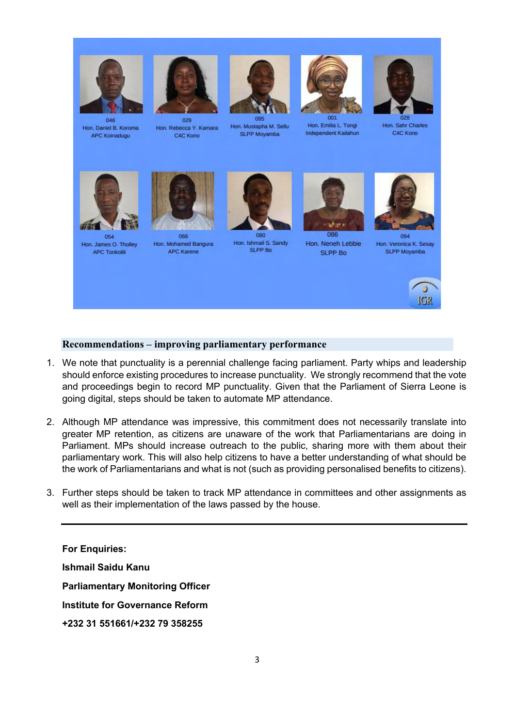046
Hon. Daniel B. Koroma
APC Koinadugu

029
Hon. Rebecca Y. Kamara
C4C Kono

095
Hon. Mustapha M. Sellu
SLPP Moyamba

001
Hon. Emilia L. Tongi
Independent Kailahun

028
Hon. Sahr Charles
C4C Kono

054
Hon. James O. Tholley
APC Tonkolili

066
Hon. Mohamed Bangura
APC Karene

080
Hon. Ishmail S. Sandy
SLPP Bo

086
Hon. Neneh Lebbie
SLPP Bo

094
Hon. Veronica K. Sesay
SLPP Moyamba

IGR

## Recommendations – improving parliamentary performance

1. We note that punctuality is a perennial challenge facing parliament. Party whips and leadership should enforce existing procedures to increase punctuality. We strongly recommend that the vote and proceedings begin to record MP punctuality. Given that the Parliament of Sierra Leone is going digital, steps should be taken to automate MP attendance.

2. Although MP attendance was impressive, this commitment does not necessarily translate into greater MP retention, as citizens are unaware of the work that Parliamentarians are doing in Parliament. MPs should increase outreach to the public, sharing more with them about their parliamentary work. This will also help citizens to have a better understanding of what should be the work of Parliamentarians and what is not (such as providing personalised benefits to citizens).

3. Further steps should be taken to track MP attendance in committees and other assignments as well as their implementation of the laws passed by the house.

---

**For Enquiries:**

**Ishmail Saidu Kanu**

**Parliamentary Monitoring Officer**

**Institute for Governance Reform**

**+232 31 551661/+232 79 358255**